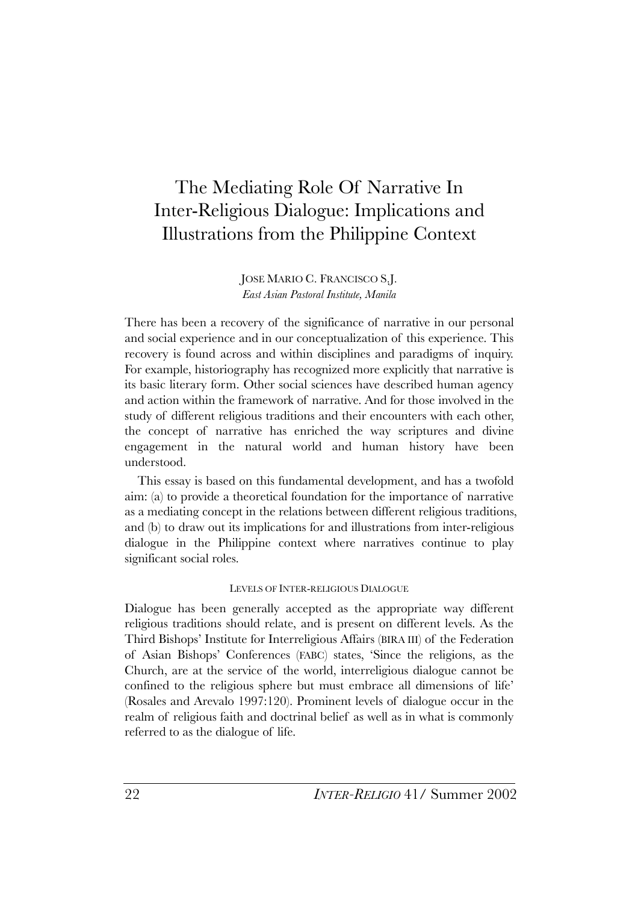# The Mediating Role Of Narrative In Inter-Religious Dialogue: Implications and Illustrations from the Philippine Context

JOSE MARIO C. FRANCISCO S.J.
*East Asian Pastoral Institute, Manila*

There has been a recovery of the significance of narrative in our personal and social experience and in our conceptualization of this experience. This recovery is found across and within disciplines and paradigms of inquiry. For example, historiography has recognized more explicitly that narrative is its basic literary form. Other social sciences have described human agency and action within the framework of narrative. And for those involved in the study of different religious traditions and their encounters with each other, the concept of narrative has enriched the way scriptures and divine engagement in the natural world and human history have been understood.

This essay is based on this fundamental development, and has a twofold aim: (a) to provide a theoretical foundation for the importance of narrative as a mediating concept in the relations between different religious traditions, and (b) to draw out its implications for and illustrations from inter-religious dialogue in the Philippine context where narratives continue to play significant social roles.

## LEVELS OF INTER-RELIGIOUS DIALOGUE

Dialogue has been generally accepted as the appropriate way different religious traditions should relate, and is present on different levels. As the Third Bishops' Institute for Interreligious Affairs (BIRA III) of the Federation of Asian Bishops' Conferences (FABC) states, 'Since the religions, as the Church, are at the service of the world, interreligious dialogue cannot be confined to the religious sphere but must embrace all dimensions of life' (Rosales and Arevalo 1997:120). Prominent levels of dialogue occur in the realm of religious faith and doctrinal belief as well as in what is commonly referred to as the dialogue of life.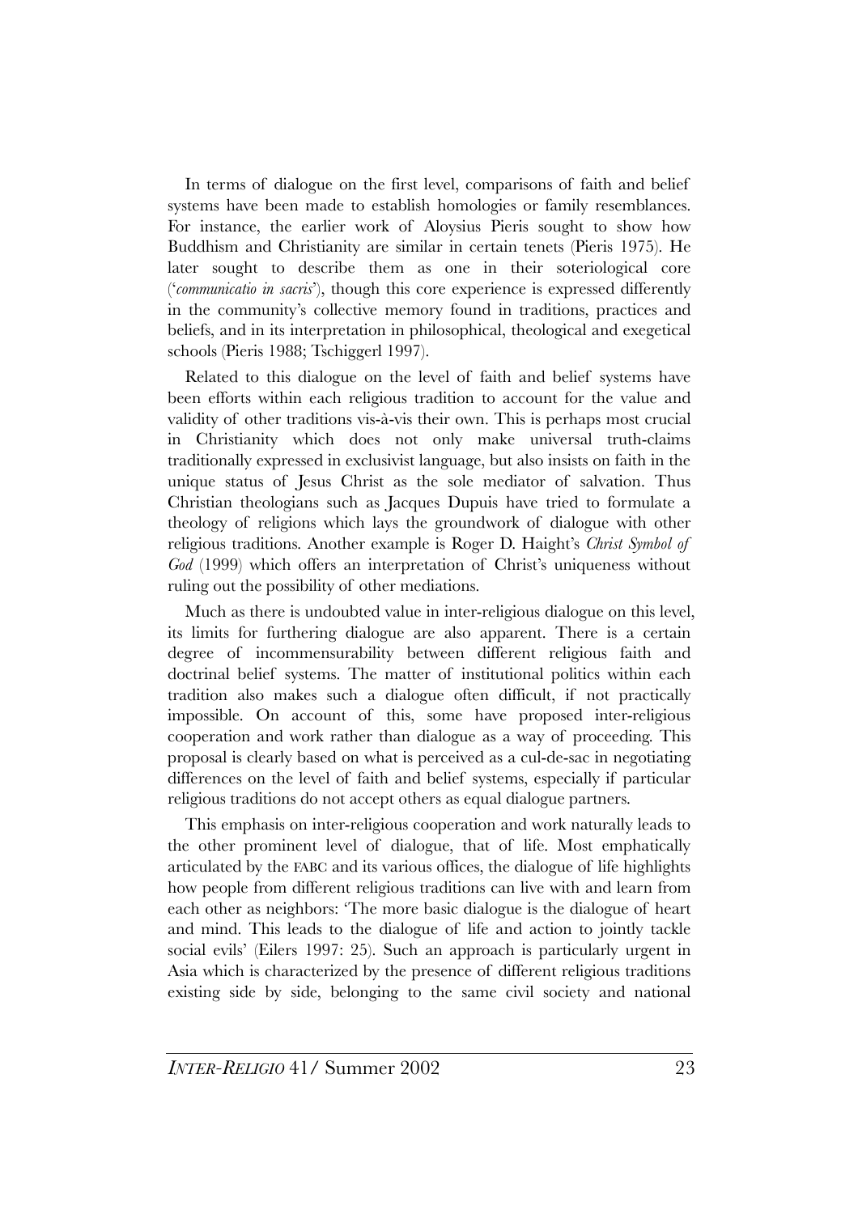In terms of dialogue on the first level, comparisons of faith and belief systems have been made to establish homologies or family resemblances. For instance, the earlier work of Aloysius Pieris sought to show how Buddhism and Christianity are similar in certain tenets (Pieris 1975). He later sought to describe them as one in their soteriological core ('*communicatio in sacris*'), though this core experience is expressed differently in the community's collective memory found in traditions, practices and beliefs, and in its interpretation in philosophical, theological and exegetical schools (Pieris 1988; Tschiggerl 1997).

Related to this dialogue on the level of faith and belief systems have been efforts within each religious tradition to account for the value and validity of other traditions vis-à-vis their own. This is perhaps most crucial in Christianity which does not only make universal truth-claims traditionally expressed in exclusivist language, but also insists on faith in the unique status of Jesus Christ as the sole mediator of salvation. Thus Christian theologians such as Jacques Dupuis have tried to formulate a theology of religions which lays the groundwork of dialogue with other religious traditions. Another example is Roger D. Haight's *Christ Symbol of God* (1999) which offers an interpretation of Christ's uniqueness without ruling out the possibility of other mediations.

Much as there is undoubted value in inter-religious dialogue on this level, its limits for furthering dialogue are also apparent. There is a certain degree of incommensurability between different religious faith and doctrinal belief systems. The matter of institutional politics within each tradition also makes such a dialogue often difficult, if not practically impossible. On account of this, some have proposed inter-religious cooperation and work rather than dialogue as a way of proceeding. This proposal is clearly based on what is perceived as a cul-de-sac in negotiating differences on the level of faith and belief systems, especially if particular religious traditions do not accept others as equal dialogue partners.

This emphasis on inter-religious cooperation and work naturally leads to the other prominent level of dialogue, that of life. Most emphatically articulated by the FABC and its various offices, the dialogue of life highlights how people from different religious traditions can live with and learn from each other as neighbors: 'The more basic dialogue is the dialogue of heart and mind. This leads to the dialogue of life and action to jointly tackle social evils' (Eilers 1997: 25). Such an approach is particularly urgent in Asia which is characterized by the presence of different religious traditions existing side by side, belonging to the same civil society and national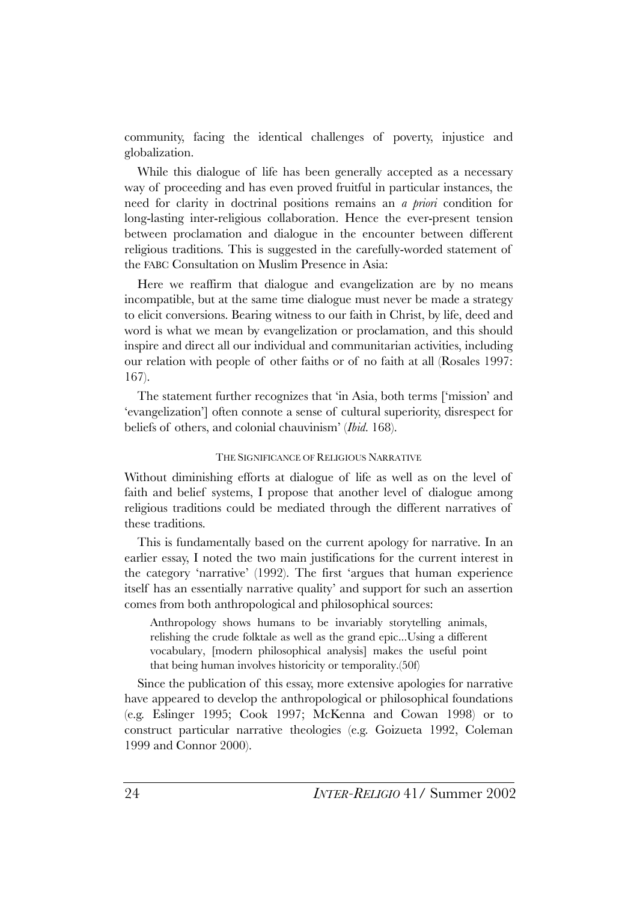community, facing the identical challenges of poverty, injustice and globalization.

While this dialogue of life has been generally accepted as a necessary way of proceeding and has even proved fruitful in particular instances, the need for clarity in doctrinal positions remains an *a priori* condition for long-lasting inter-religious collaboration. Hence the ever-present tension between proclamation and dialogue in the encounter between different religious traditions. This is suggested in the carefully-worded statement of the FABC Consultation on Muslim Presence in Asia:

Here we reaffirm that dialogue and evangelization are by no means incompatible, but at the same time dialogue must never be made a strategy to elicit conversions. Bearing witness to our faith in Christ, by life, deed and word is what we mean by evangelization or proclamation, and this should inspire and direct all our individual and communitarian activities, including our relation with people of other faiths or of no faith at all (Rosales 1997: 167).

The statement further recognizes that 'in Asia, both terms ['mission' and 'evangelization'] often connote a sense of cultural superiority, disrespect for beliefs of others, and colonial chauvinism' (*Ibid.* 168).

### The Significance of Religious Narrative

Without diminishing efforts at dialogue of life as well as on the level of faith and belief systems, I propose that another level of dialogue among religious traditions could be mediated through the different narratives of these traditions.

This is fundamentally based on the current apology for narrative. In an earlier essay, I noted the two main justifications for the current interest in the category 'narrative' (1992). The first 'argues that human experience itself has an essentially narrative quality' and support for such an assertion comes from both anthropological and philosophical sources:

> Anthropology shows humans to be invariably storytelling animals, relishing the crude folktale as well as the grand epic...Using a different vocabulary, [modern philosophical analysis] makes the useful point that being human involves historicity or temporality.(50f)

Since the publication of this essay, more extensive apologies for narrative have appeared to develop the anthropological or philosophical foundations (e.g. Eslinger 1995; Cook 1997; McKenna and Cowan 1998) or to construct particular narrative theologies (e.g. Goizueta 1992, Coleman 1999 and Connor 2000).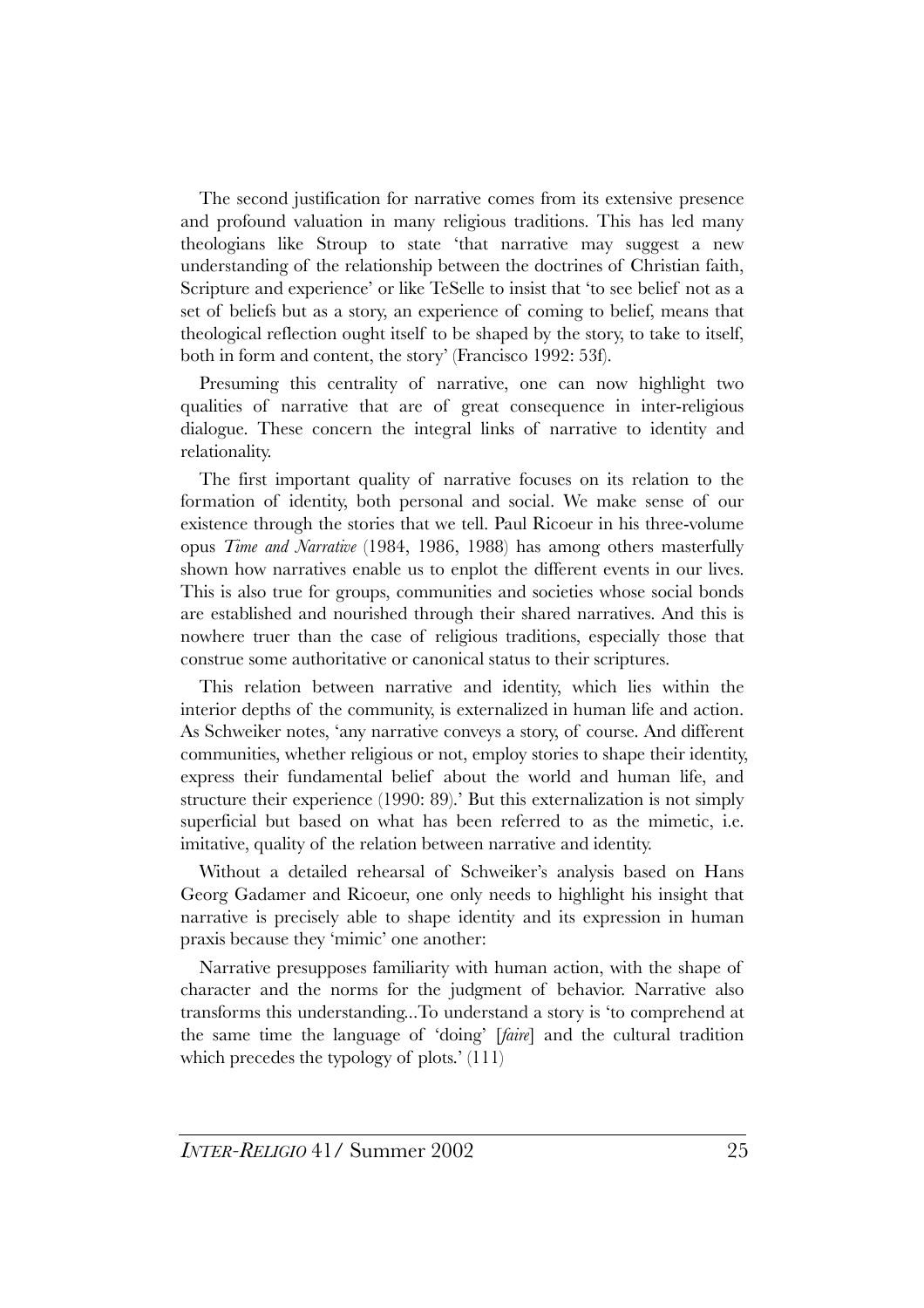The second justification for narrative comes from its extensive presence and profound valuation in many religious traditions. This has led many theologians like Stroup to state 'that narrative may suggest a new understanding of the relationship between the doctrines of Christian faith, Scripture and experience' or like TeSelle to insist that 'to see belief not as a set of beliefs but as a story, an experience of coming to belief, means that theological reflection ought itself to be shaped by the story, to take to itself, both in form and content, the story' (Francisco 1992: 53f).

Presuming this centrality of narrative, one can now highlight two qualities of narrative that are of great consequence in inter-religious dialogue. These concern the integral links of narrative to identity and relationality.

The first important quality of narrative focuses on its relation to the formation of identity, both personal and social. We make sense of our existence through the stories that we tell. Paul Ricoeur in his three-volume opus *Time and Narrative* (1984, 1986, 1988) has among others masterfully shown how narratives enable us to enplot the different events in our lives. This is also true for groups, communities and societies whose social bonds are established and nourished through their shared narratives. And this is nowhere truer than the case of religious traditions, especially those that construe some authoritative or canonical status to their scriptures.

This relation between narrative and identity, which lies within the interior depths of the community, is externalized in human life and action. As Schweiker notes, 'any narrative conveys a story, of course. And different communities, whether religious or not, employ stories to shape their identity, express their fundamental belief about the world and human life, and structure their experience (1990: 89).' But this externalization is not simply superficial but based on what has been referred to as the mimetic, i.e. imitative, quality of the relation between narrative and identity.

Without a detailed rehearsal of Schweiker's analysis based on Hans Georg Gadamer and Ricoeur, one only needs to highlight his insight that narrative is precisely able to shape identity and its expression in human praxis because they 'mimic' one another:

Narrative presupposes familiarity with human action, with the shape of character and the norms for the judgment of behavior. Narrative also transforms this understanding...To understand a story is 'to comprehend at the same time the language of 'doing' [*faire*] and the cultural tradition which precedes the typology of plots.' (111)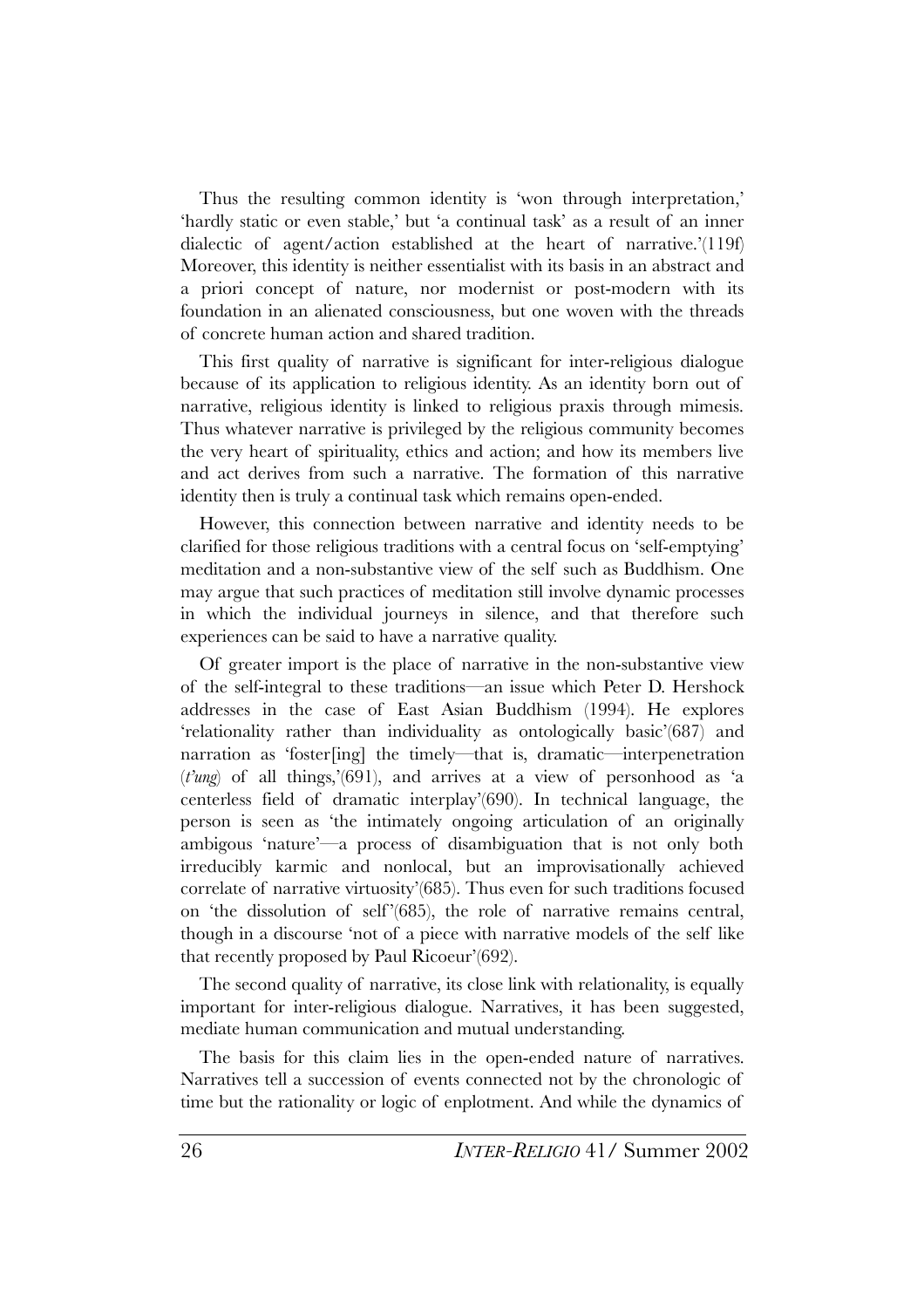Thus the resulting common identity is 'won through interpretation,' 'hardly static or even stable,' but 'a continual task' as a result of an inner dialectic of agent/action established at the heart of narrative.'(119f) Moreover, this identity is neither essentialist with its basis in an abstract and a priori concept of nature, nor modernist or post-modern with its foundation in an alienated consciousness, but one woven with the threads of concrete human action and shared tradition.

This first quality of narrative is significant for inter-religious dialogue because of its application to religious identity. As an identity born out of narrative, religious identity is linked to religious praxis through mimesis. Thus whatever narrative is privileged by the religious community becomes the very heart of spirituality, ethics and action; and how its members live and act derives from such a narrative. The formation of this narrative identity then is truly a continual task which remains open-ended.

However, this connection between narrative and identity needs to be clarified for those religious traditions with a central focus on 'self-emptying' meditation and a non-substantive view of the self such as Buddhism. One may argue that such practices of meditation still involve dynamic processes in which the individual journeys in silence, and that therefore such experiences can be said to have a narrative quality.

Of greater import is the place of narrative in the non-substantive view of the self-integral to these traditions—an issue which Peter D. Hershock addresses in the case of East Asian Buddhism (1994). He explores 'relationality rather than individuality as ontologically basic'(687) and narration as 'foster[ing] the timely—that is, dramatic—interpenetration (*t'ung*) of all things,'(691), and arrives at a view of personhood as 'a centerless field of dramatic interplay'(690). In technical language, the person is seen as 'the intimately ongoing articulation of an originally ambigous 'nature'—a process of disambiguation that is not only both irreducibly karmic and nonlocal, but an improvisationally achieved correlate of narrative virtuosity'(685). Thus even for such traditions focused on 'the dissolution of self'(685), the role of narrative remains central, though in a discourse 'not of a piece with narrative models of the self like that recently proposed by Paul Ricoeur'(692).

The second quality of narrative, its close link with relationality, is equally important for inter-religious dialogue. Narratives, it has been suggested, mediate human communication and mutual understanding.

The basis for this claim lies in the open-ended nature of narratives. Narratives tell a succession of events connected not by the chronologic of time but the rationality or logic of enplotment. And while the dynamics of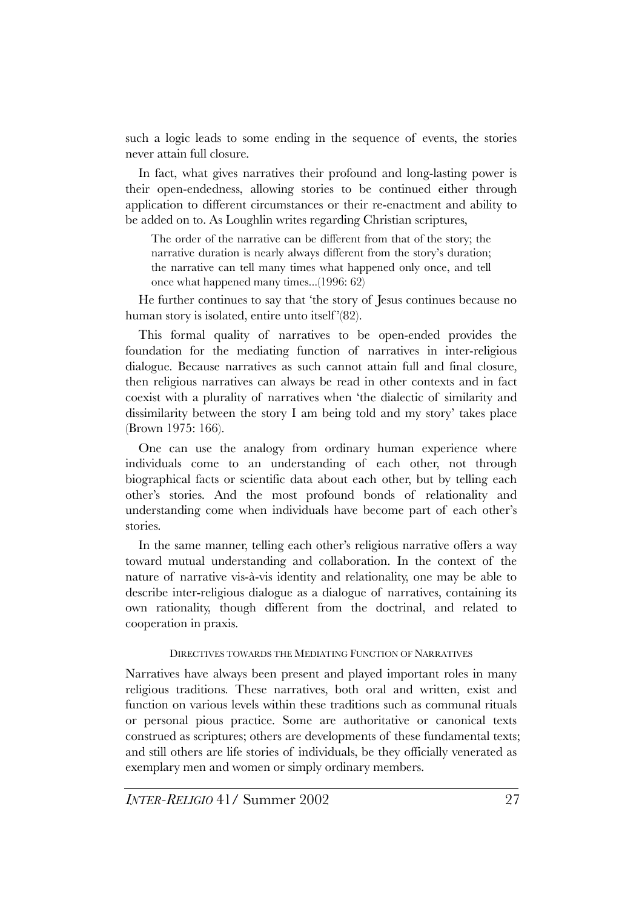such a logic leads to some ending in the sequence of events, the stories never attain full closure.

In fact, what gives narratives their profound and long-lasting power is their open-endedness, allowing stories to be continued either through application to different circumstances or their re-enactment and ability to be added on to. As Loughlin writes regarding Christian scriptures,

> The order of the narrative can be different from that of the story; the narrative duration is nearly always different from the story's duration; the narrative can tell many times what happened only once, and tell once what happened many times...(1996: 62)

He further continues to say that 'the story of Jesus continues because no human story is isolated, entire unto itself'(82).

This formal quality of narratives to be open-ended provides the foundation for the mediating function of narratives in inter-religious dialogue. Because narratives as such cannot attain full and final closure, then religious narratives can always be read in other contexts and in fact coexist with a plurality of narratives when 'the dialectic of similarity and dissimilarity between the story I am being told and my story' takes place (Brown 1975: 166).

One can use the analogy from ordinary human experience where individuals come to an understanding of each other, not through biographical facts or scientific data about each other, but by telling each other's stories. And the most profound bonds of relationality and understanding come when individuals have become part of each other's stories.

In the same manner, telling each other's religious narrative offers a way toward mutual understanding and collaboration. In the context of the nature of narrative vis-à-vis identity and relationality, one may be able to describe inter-religious dialogue as a dialogue of narratives, containing its own rationality, though different from the doctrinal, and related to cooperation in praxis.

## Directives towards the Mediating Function of Narratives

Narratives have always been present and played important roles in many religious traditions. These narratives, both oral and written, exist and function on various levels within these traditions such as communal rituals or personal pious practice. Some are authoritative or canonical texts construed as scriptures; others are developments of these fundamental texts; and still others are life stories of individuals, be they officially venerated as exemplary men and women or simply ordinary members.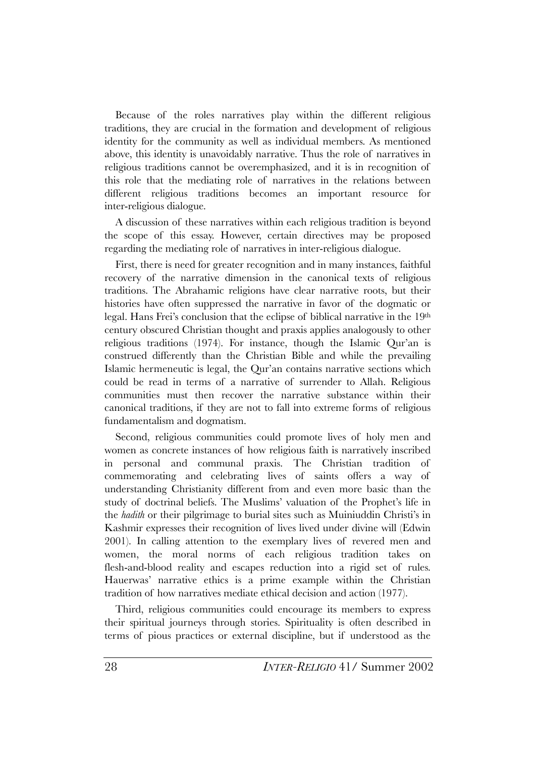Because of the roles narratives play within the different religious traditions, they are crucial in the formation and development of religious identity for the community as well as individual members. As mentioned above, this identity is unavoidably narrative. Thus the role of narratives in religious traditions cannot be overemphasized, and it is in recognition of this role that the mediating role of narratives in the relations between different religious traditions becomes an important resource for inter-religious dialogue.

A discussion of these narratives within each religious tradition is beyond the scope of this essay. However, certain directives may be proposed regarding the mediating role of narratives in inter-religious dialogue.

First, there is need for greater recognition and in many instances, faithful recovery of the narrative dimension in the canonical texts of religious traditions. The Abrahamic religions have clear narrative roots, but their histories have often suppressed the narrative in favor of the dogmatic or legal. Hans Frei's conclusion that the eclipse of biblical narrative in the 19th century obscured Christian thought and praxis applies analogously to other religious traditions (1974). For instance, though the Islamic Qur'an is construed differently than the Christian Bible and while the prevailing Islamic hermeneutic is legal, the Qur'an contains narrative sections which could be read in terms of a narrative of surrender to Allah. Religious communities must then recover the narrative substance within their canonical traditions, if they are not to fall into extreme forms of religious fundamentalism and dogmatism.

Second, religious communities could promote lives of holy men and women as concrete instances of how religious faith is narratively inscribed in personal and communal praxis. The Christian tradition of commemorating and celebrating lives of saints offers a way of understanding Christianity different from and even more basic than the study of doctrinal beliefs. The Muslims' valuation of the Prophet's life in the *hadith* or their pilgrimage to burial sites such as Muiniuddin Christi's in Kashmir expresses their recognition of lives lived under divine will (Edwin 2001). In calling attention to the exemplary lives of revered men and women, the moral norms of each religious tradition takes on flesh-and-blood reality and escapes reduction into a rigid set of rules. Hauerwas' narrative ethics is a prime example within the Christian tradition of how narratives mediate ethical decision and action (1977).

Third, religious communities could encourage its members to express their spiritual journeys through stories. Spirituality is often described in terms of pious practices or external discipline, but if understood as the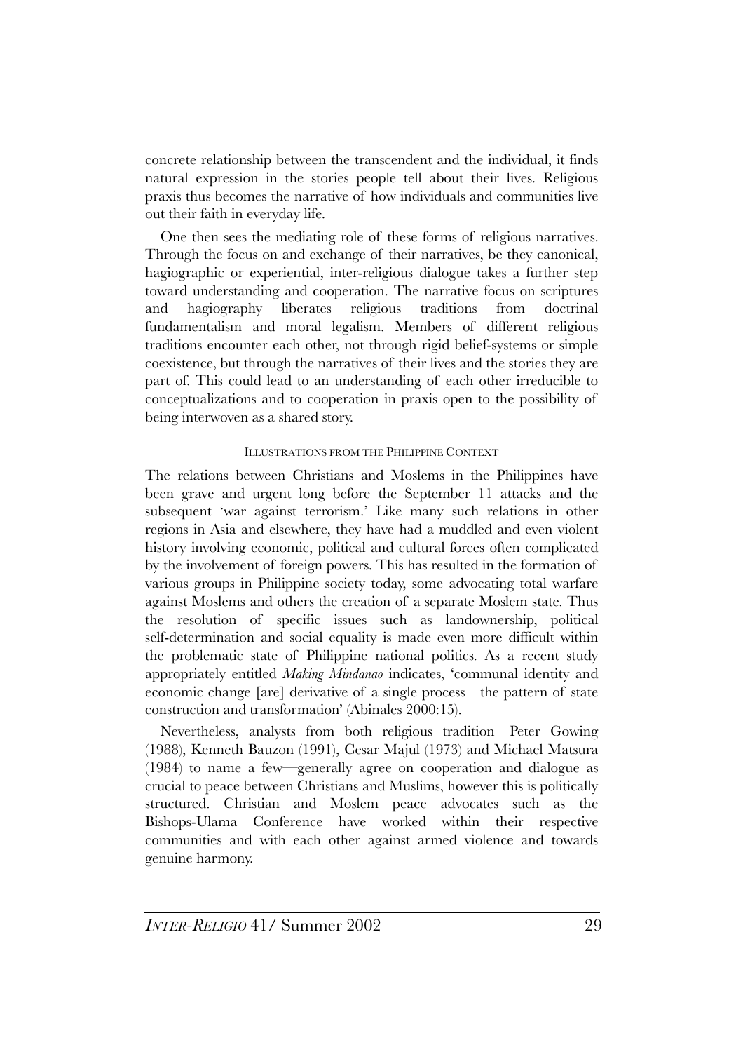concrete relationship between the transcendent and the individual, it finds natural expression in the stories people tell about their lives. Religious praxis thus becomes the narrative of how individuals and communities live out their faith in everyday life.

One then sees the mediating role of these forms of religious narratives. Through the focus on and exchange of their narratives, be they canonical, hagiographic or experiential, inter-religious dialogue takes a further step toward understanding and cooperation. The narrative focus on scriptures and hagiography liberates religious traditions from doctrinal fundamentalism and moral legalism. Members of different religious traditions encounter each other, not through rigid belief-systems or simple coexistence, but through the narratives of their lives and the stories they are part of. This could lead to an understanding of each other irreducible to conceptualizations and to cooperation in praxis open to the possibility of being interwoven as a shared story.

## ILLUSTRATIONS FROM THE PHILIPPINE CONTEXT

The relations between Christians and Moslems in the Philippines have been grave and urgent long before the September 11 attacks and the subsequent 'war against terrorism.' Like many such relations in other regions in Asia and elsewhere, they have had a muddled and even violent history involving economic, political and cultural forces often complicated by the involvement of foreign powers. This has resulted in the formation of various groups in Philippine society today, some advocating total warfare against Moslems and others the creation of a separate Moslem state. Thus the resolution of specific issues such as landownership, political self-determination and social equality is made even more difficult within the problematic state of Philippine national politics. As a recent study appropriately entitled *Making Mindanao* indicates, 'communal identity and economic change [are] derivative of a single process—the pattern of state construction and transformation' (Abinales 2000:15).

Nevertheless, analysts from both religious tradition—Peter Gowing (1988), Kenneth Bauzon (1991), Cesar Majul (1973) and Michael Matsura (1984) to name a few—generally agree on cooperation and dialogue as crucial to peace between Christians and Muslims, however this is politically structured. Christian and Moslem peace advocates such as the Bishops-Ulama Conference have worked within their respective communities and with each other against armed violence and towards genuine harmony.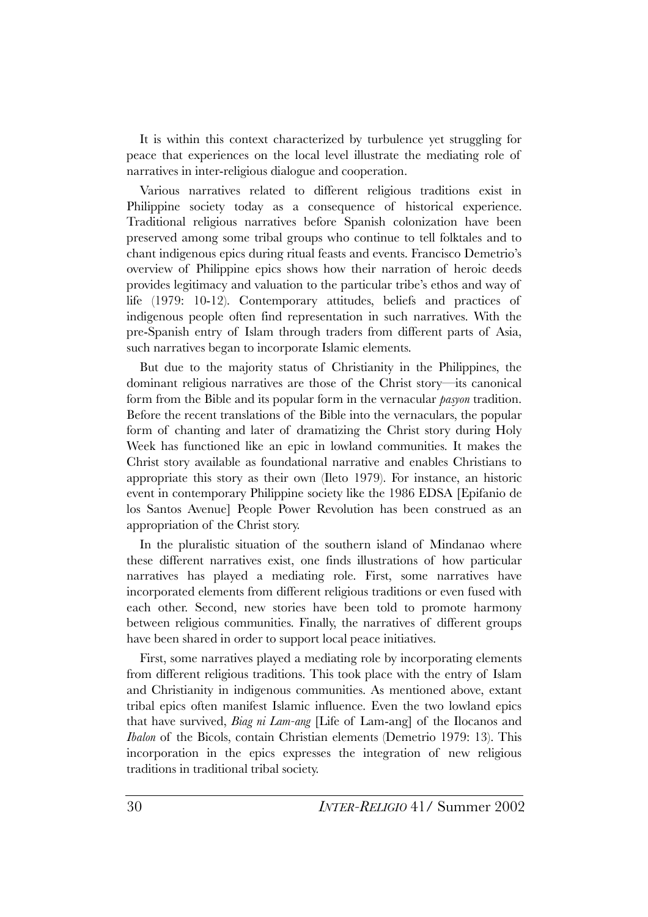It is within this context characterized by turbulence yet struggling for peace that experiences on the local level illustrate the mediating role of narratives in inter-religious dialogue and cooperation.

Various narratives related to different religious traditions exist in Philippine society today as a consequence of historical experience. Traditional religious narratives before Spanish colonization have been preserved among some tribal groups who continue to tell folktales and to chant indigenous epics during ritual feasts and events. Francisco Demetrio's overview of Philippine epics shows how their narration of heroic deeds provides legitimacy and valuation to the particular tribe's ethos and way of life (1979: 10-12). Contemporary attitudes, beliefs and practices of indigenous people often find representation in such narratives. With the pre-Spanish entry of Islam through traders from different parts of Asia, such narratives began to incorporate Islamic elements.

But due to the majority status of Christianity in the Philippines, the dominant religious narratives are those of the Christ story—its canonical form from the Bible and its popular form in the vernacular *pasyon* tradition. Before the recent translations of the Bible into the vernaculars, the popular form of chanting and later of dramatizing the Christ story during Holy Week has functioned like an epic in lowland communities. It makes the Christ story available as foundational narrative and enables Christians to appropriate this story as their own (Ileto 1979). For instance, an historic event in contemporary Philippine society like the 1986 EDSA [Epifanio de los Santos Avenue] People Power Revolution has been construed as an appropriation of the Christ story.

In the pluralistic situation of the southern island of Mindanao where these different narratives exist, one finds illustrations of how particular narratives has played a mediating role. First, some narratives have incorporated elements from different religious traditions or even fused with each other. Second, new stories have been told to promote harmony between religious communities. Finally, the narratives of different groups have been shared in order to support local peace initiatives.

First, some narratives played a mediating role by incorporating elements from different religious traditions. This took place with the entry of Islam and Christianity in indigenous communities. As mentioned above, extant tribal epics often manifest Islamic influence. Even the two lowland epics that have survived, *Biag ni Lam-ang* [Life of Lam-ang] of the Ilocanos and *Ibalon* of the Bicols, contain Christian elements (Demetrio 1979: 13). This incorporation in the epics expresses the integration of new religious traditions in traditional tribal society.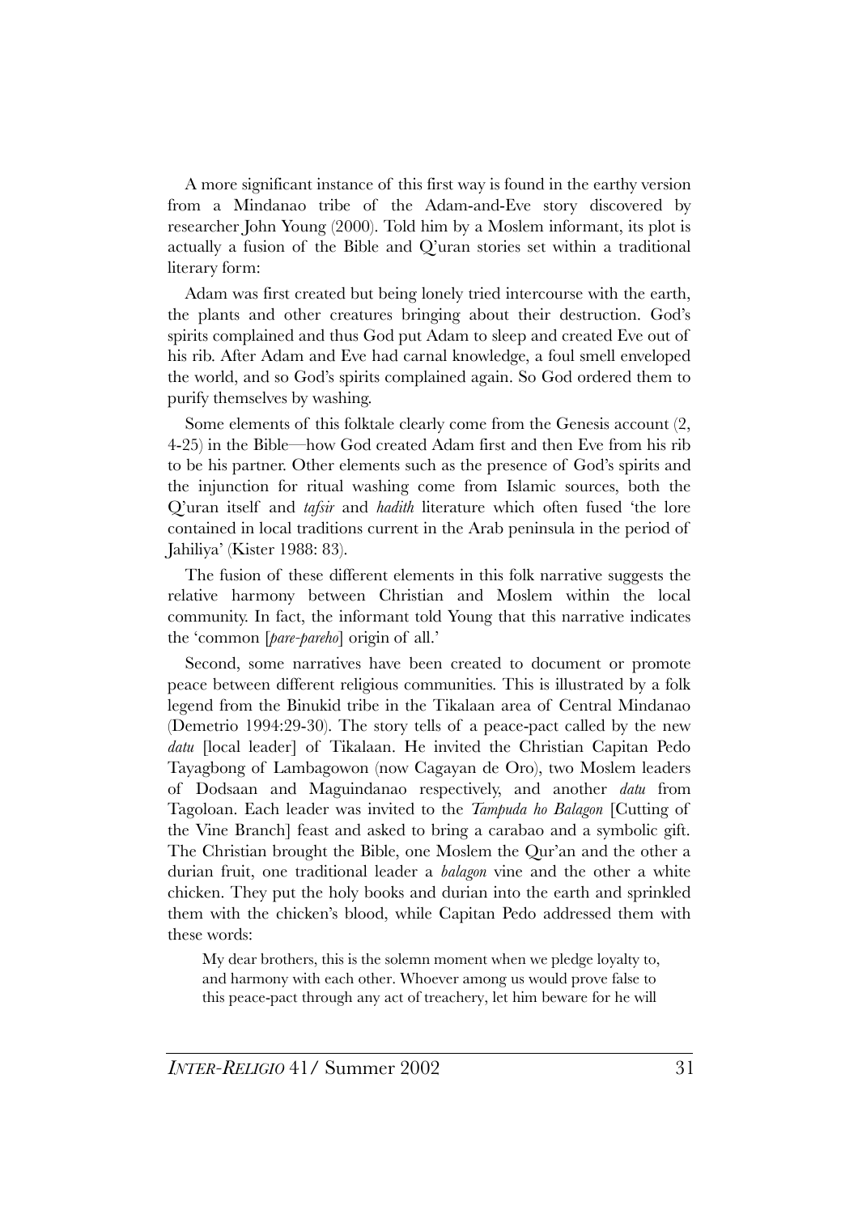A more significant instance of this first way is found in the earthy version from a Mindanao tribe of the Adam-and-Eve story discovered by researcher John Young (2000). Told him by a Moslem informant, its plot is actually a fusion of the Bible and Q'uran stories set within a traditional literary form:

Adam was first created but being lonely tried intercourse with the earth, the plants and other creatures bringing about their destruction. God's spirits complained and thus God put Adam to sleep and created Eve out of his rib. After Adam and Eve had carnal knowledge, a foul smell enveloped the world, and so God's spirits complained again. So God ordered them to purify themselves by washing.

Some elements of this folktale clearly come from the Genesis account (2, 4-25) in the Bible—how God created Adam first and then Eve from his rib to be his partner. Other elements such as the presence of God's spirits and the injunction for ritual washing come from Islamic sources, both the Q'uran itself and *tafsir* and *hadith* literature which often fused 'the lore contained in local traditions current in the Arab peninsula in the period of Jahiliya' (Kister 1988: 83).

The fusion of these different elements in this folk narrative suggests the relative harmony between Christian and Moslem within the local community. In fact, the informant told Young that this narrative indicates the 'common [*pare-pareho*] origin of all.'

Second, some narratives have been created to document or promote peace between different religious communities. This is illustrated by a folk legend from the Binukid tribe in the Tikalaan area of Central Mindanao (Demetrio 1994:29-30). The story tells of a peace-pact called by the new *datu* [local leader] of Tikalaan. He invited the Christian Capitan Pedo Tayagbong of Lambagowon (now Cagayan de Oro), two Moslem leaders of Dodsaan and Maguindanao respectively, and another *datu* from Tagoloan. Each leader was invited to the *Tampuda ho Balagon* [Cutting of the Vine Branch] feast and asked to bring a carabao and a symbolic gift. The Christian brought the Bible, one Moslem the Qur'an and the other a durian fruit, one traditional leader a *balagon* vine and the other a white chicken. They put the holy books and durian into the earth and sprinkled them with the chicken's blood, while Capitan Pedo addressed them with these words:

> My dear brothers, this is the solemn moment when we pledge loyalty to, and harmony with each other. Whoever among us would prove false to this peace-pact through any act of treachery, let him beware for he will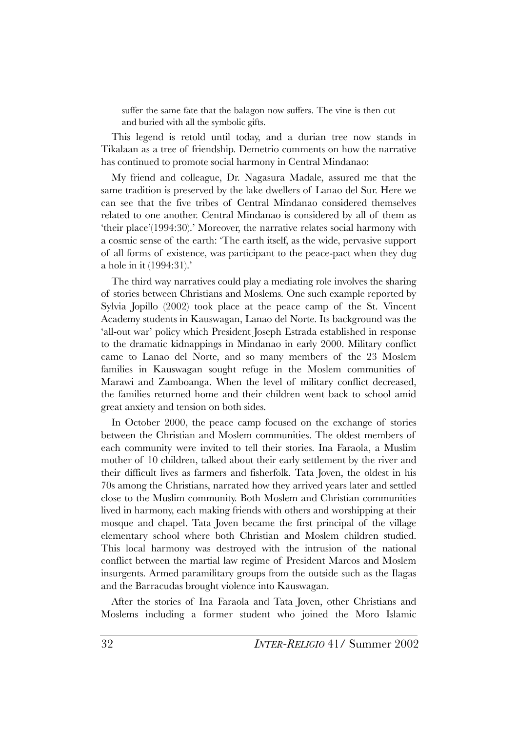> suffer the same fate that the balagon now suffers. The vine is then cut and buried with all the symbolic gifts.

This legend is retold until today, and a durian tree now stands in Tikalaan as a tree of friendship. Demetrio comments on how the narrative has continued to promote social harmony in Central Mindanao:

My friend and colleague, Dr. Nagasura Madale, assured me that the same tradition is preserved by the lake dwellers of Lanao del Sur. Here we can see that the five tribes of Central Mindanao considered themselves related to one another. Central Mindanao is considered by all of them as 'their place'(1994:30).' Moreover, the narrative relates social harmony with a cosmic sense of the earth: 'The earth itself, as the wide, pervasive support of all forms of existence, was participant to the peace-pact when they dug a hole in it (1994:31).'

The third way narratives could play a mediating role involves the sharing of stories between Christians and Moslems. One such example reported by Sylvia Jopillo (2002) took place at the peace camp of the St. Vincent Academy students in Kauswagan, Lanao del Norte. Its background was the 'all-out war' policy which President Joseph Estrada established in response to the dramatic kidnappings in Mindanao in early 2000. Military conflict came to Lanao del Norte, and so many members of the 23 Moslem families in Kauswagan sought refuge in the Moslem communities of Marawi and Zamboanga. When the level of military conflict decreased, the families returned home and their children went back to school amid great anxiety and tension on both sides.

In October 2000, the peace camp focused on the exchange of stories between the Christian and Moslem communities. The oldest members of each community were invited to tell their stories. Ina Faraola, a Muslim mother of 10 children, talked about their early settlement by the river and their difficult lives as farmers and fisherfolk. Tata Joven, the oldest in his 70s among the Christians, narrated how they arrived years later and settled close to the Muslim community. Both Moslem and Christian communities lived in harmony, each making friends with others and worshipping at their mosque and chapel. Tata Joven became the first principal of the village elementary school where both Christian and Moslem children studied. This local harmony was destroyed with the intrusion of the national conflict between the martial law regime of President Marcos and Moslem insurgents. Armed paramilitary groups from the outside such as the Ilagas and the Barracudas brought violence into Kauswagan.

After the stories of Ina Faraola and Tata Joven, other Christians and Moslems including a former student who joined the Moro Islamic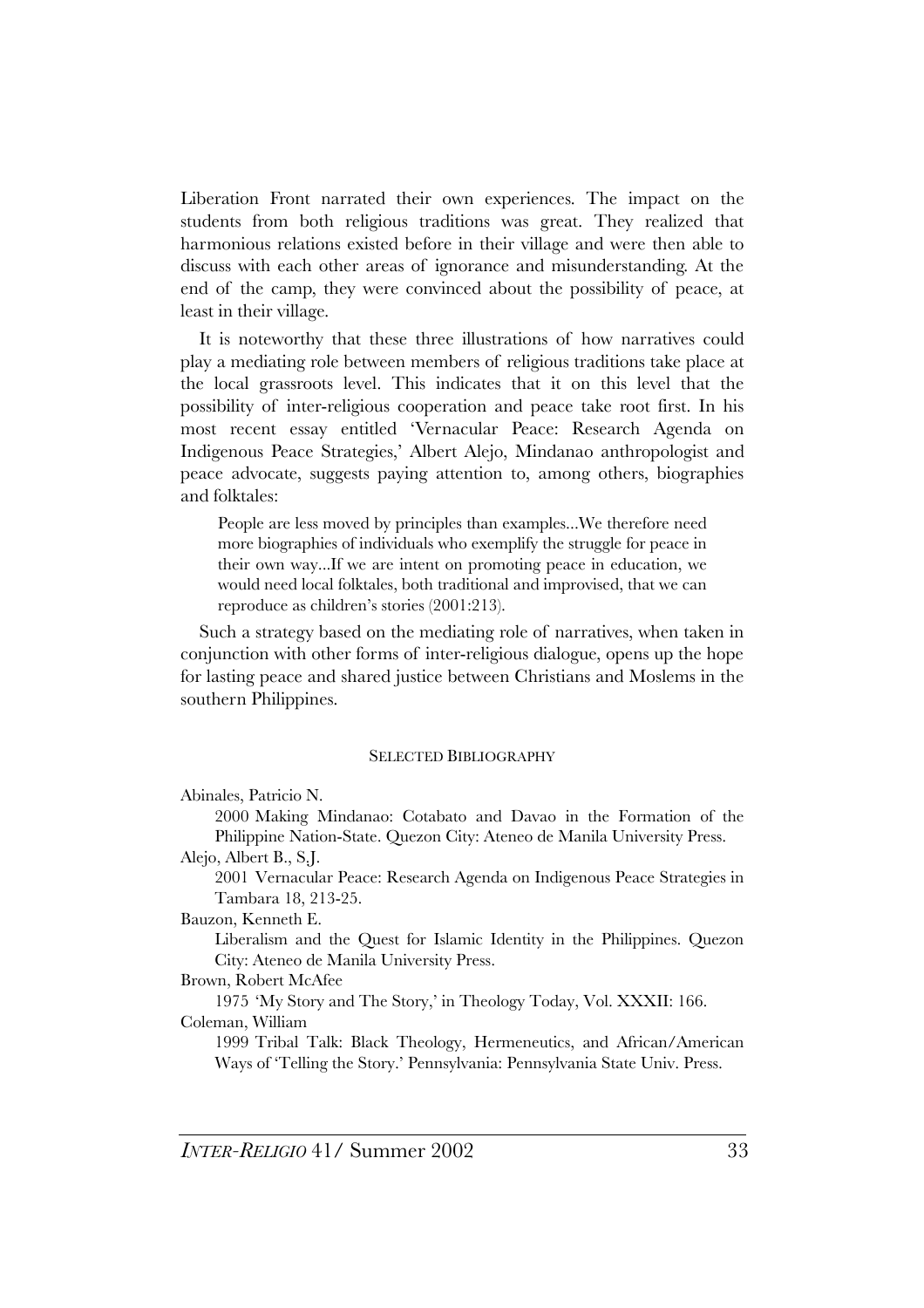Liberation Front narrated their own experiences. The impact on the students from both religious traditions was great. They realized that harmonious relations existed before in their village and were then able to discuss with each other areas of ignorance and misunderstanding. At the end of the camp, they were convinced about the possibility of peace, at least in their village.

It is noteworthy that these three illustrations of how narratives could play a mediating role between members of religious traditions take place at the local grassroots level. This indicates that it on this level that the possibility of inter-religious cooperation and peace take root first. In his most recent essay entitled 'Vernacular Peace: Research Agenda on Indigenous Peace Strategies,' Albert Alejo, Mindanao anthropologist and peace advocate, suggests paying attention to, among others, biographies and folktales:

> People are less moved by principles than examples...We therefore need more biographies of individuals who exemplify the struggle for peace in their own way...If we are intent on promoting peace in education, we would need local folktales, both traditional and improvised, that we can reproduce as children's stories (2001:213).

Such a strategy based on the mediating role of narratives, when taken in conjunction with other forms of inter-religious dialogue, opens up the hope for lasting peace and shared justice between Christians and Moslems in the southern Philippines.

## SELECTED BIBLIOGRAPHY

Abinales, Patricio N.
: 2000 Making Mindanao: Cotabato and Davao in the Formation of the Philippine Nation-State. Quezon City: Ateneo de Manila University Press.

Alejo, Albert B., S.J.
: 2001 Vernacular Peace: Research Agenda on Indigenous Peace Strategies in Tambara 18, 213-25.

Bauzon, Kenneth E.
: Liberalism and the Quest for Islamic Identity in the Philippines. Quezon City: Ateneo de Manila University Press.

Brown, Robert McAfee
: 1975 'My Story and The Story,' in Theology Today, Vol. XXXII: 166.

Coleman, William
: 1999 Tribal Talk: Black Theology, Hermeneutics, and African/American Ways of 'Telling the Story.' Pennsylvania: Pennsylvania State Univ. Press.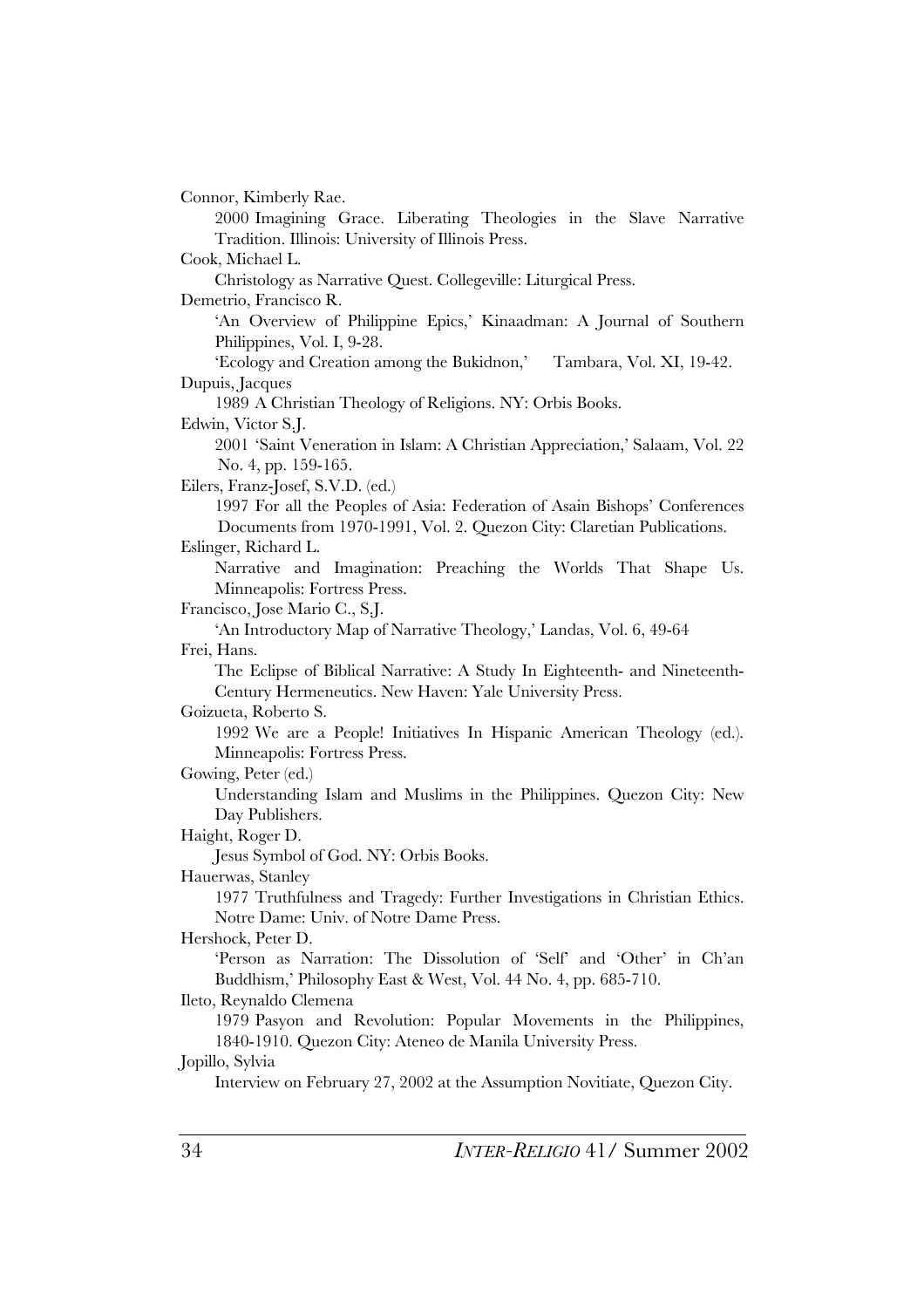Connor, Kimberly Rae.

2000 Imagining Grace. Liberating Theologies in the Slave Narrative Tradition. Illinois: University of Illinois Press.

Cook, Michael L.

Christology as Narrative Quest. Collegeville: Liturgical Press.

Demetrio, Francisco R.

'An Overview of Philippine Epics,' Kinaadman: A Journal of Southern Philippines, Vol. I, 9-28.

'Ecology and Creation among the Bukidnon,' Tambara, Vol. XI, 19-42.

Dupuis, Jacques

1989 A Christian Theology of Religions. NY: Orbis Books.

Edwin, Victor S.J.

2001 'Saint Veneration in Islam: A Christian Appreciation,' Salaam, Vol. 22 No. 4, pp. 159-165.

Eilers, Franz-Josef, S.V.D. (ed.)

1997 For all the Peoples of Asia: Federation of Asain Bishops' Conferences Documents from 1970-1991, Vol. 2. Quezon City: Claretian Publications.

Eslinger, Richard L.

Narrative and Imagination: Preaching the Worlds That Shape Us. Minneapolis: Fortress Press.

Francisco, Jose Mario C., S.J.

'An Introductory Map of Narrative Theology,' Landas, Vol. 6, 49-64

Frei, Hans.

The Eclipse of Biblical Narrative: A Study In Eighteenth- and Nineteenth-Century Hermeneutics. New Haven: Yale University Press.

Goizueta, Roberto S.

1992 We are a People! Initiatives In Hispanic American Theology (ed.). Minneapolis: Fortress Press.

Gowing, Peter (ed.)

Understanding Islam and Muslims in the Philippines. Quezon City: New Day Publishers.

Haight, Roger D.

Jesus Symbol of God. NY: Orbis Books.

Hauerwas, Stanley

1977 Truthfulness and Tragedy: Further Investigations in Christian Ethics. Notre Dame: Univ. of Notre Dame Press.

Hershock, Peter D.

'Person as Narration: The Dissolution of 'Self' and 'Other' in Ch'an Buddhism,' Philosophy East & West, Vol. 44 No. 4, pp. 685-710.

Ileto, Reynaldo Clemena

1979 Pasyon and Revolution: Popular Movements in the Philippines, 1840-1910. Quezon City: Ateneo de Manila University Press.

Jopillo, Sylvia

Interview on February 27, 2002 at the Assumption Novitiate, Quezon City.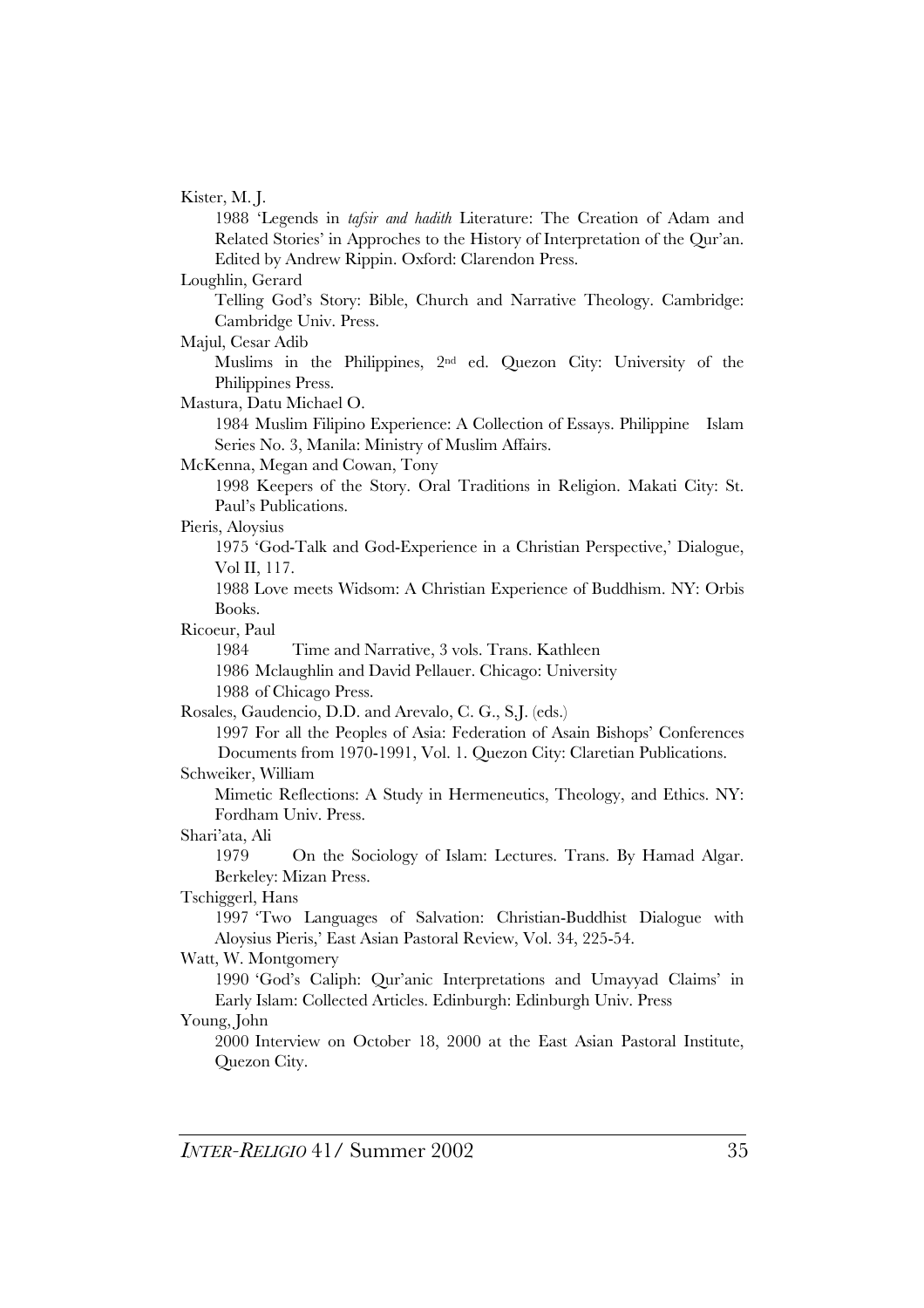Kister, M. J.

1988 'Legends in *tafsir and hadith* Literature: The Creation of Adam and Related Stories' in Approches to the History of Interpretation of the Qur'an. Edited by Andrew Rippin. Oxford: Clarendon Press.

Loughlin, Gerard

Telling God's Story: Bible, Church and Narrative Theology. Cambridge: Cambridge Univ. Press.

Majul, Cesar Adib

Muslims in the Philippines, 2nd ed. Quezon City: University of the Philippines Press.

Mastura, Datu Michael O.

1984 Muslim Filipino Experience: A Collection of Essays. Philippine Islam Series No. 3, Manila: Ministry of Muslim Affairs.

McKenna, Megan and Cowan, Tony

1998 Keepers of the Story. Oral Traditions in Religion. Makati City: St. Paul's Publications.

Pieris, Aloysius

1975 'God-Talk and God-Experience in a Christian Perspective,' Dialogue, Vol II, 117.

1988 Love meets Widsom: A Christian Experience of Buddhism. NY: Orbis Books.

Ricoeur, Paul

1984 Time and Narrative, 3 vols. Trans. Kathleen
1986 Mclaughlin and David Pellauer. Chicago: University
1988 of Chicago Press.

Rosales, Gaudencio, D.D. and Arevalo, C. G., S.J. (eds.)

1997 For all the Peoples of Asia: Federation of Asain Bishops' Conferences Documents from 1970-1991, Vol. 1. Quezon City: Claretian Publications.

Schweiker, William

Mimetic Reflections: A Study in Hermeneutics, Theology, and Ethics. NY: Fordham Univ. Press.

Shari'ata, Ali

1979 On the Sociology of Islam: Lectures. Trans. By Hamad Algar. Berkeley: Mizan Press.

Tschiggerl, Hans

1997 'Two Languages of Salvation: Christian-Buddhist Dialogue with Aloysius Pieris,' East Asian Pastoral Review, Vol. 34, 225-54.

Watt, W. Montgomery

1990 'God's Caliph: Qur'anic Interpretations and Umayyad Claims' in Early Islam: Collected Articles. Edinburgh: Edinburgh Univ. Press

Young, John

2000 Interview on October 18, 2000 at the East Asian Pastoral Institute, Quezon City.